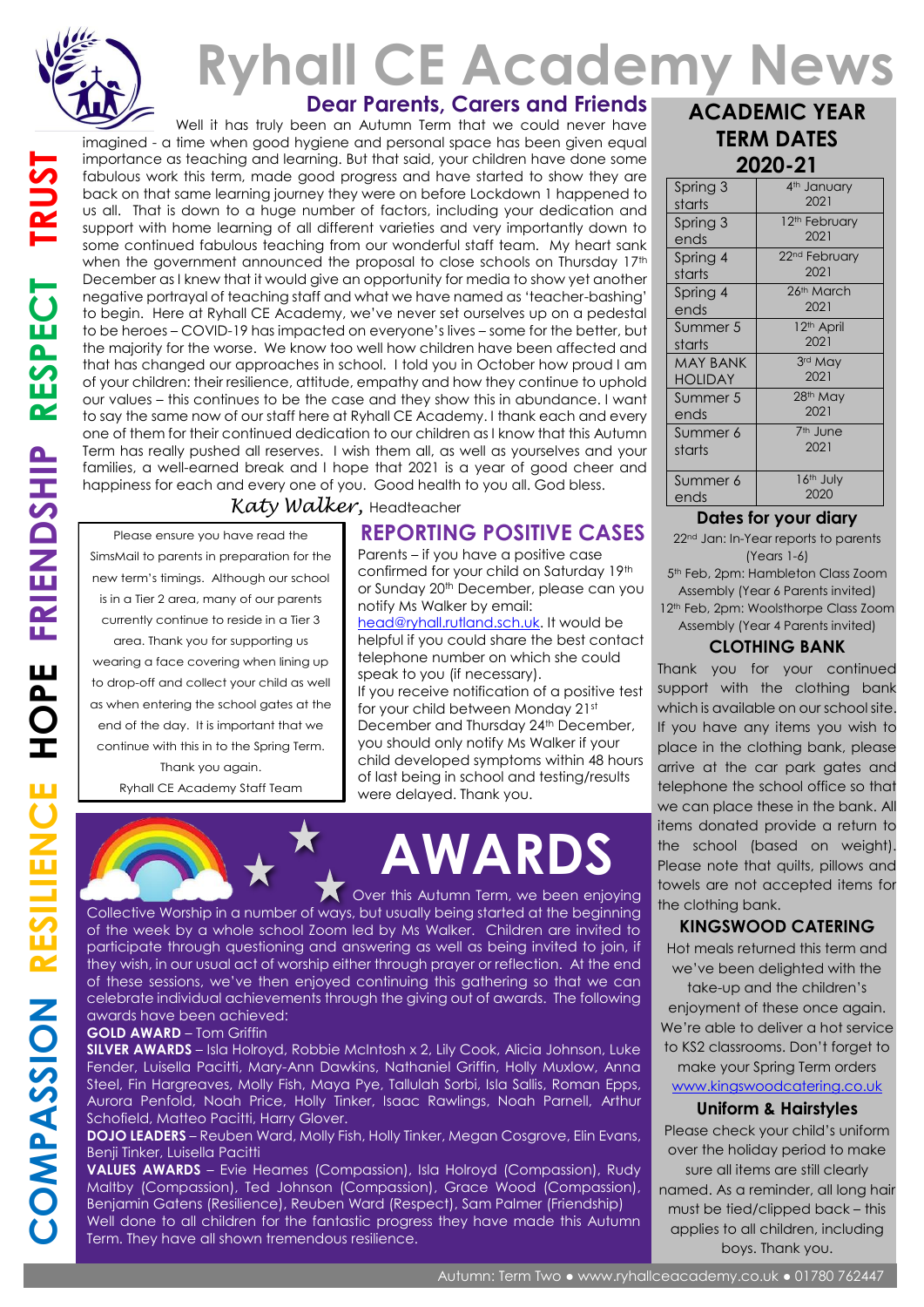# Ryhall CE Academy News

## Dear Parents, Carers and Friends

Well it has truly been an Autumn Term that we could never have imagined - a time when good hygiene and personal space has been given equal importance as teaching and learning. But that said, your children have done some fabulous work this term, made good progress and have started to show they are back on that same learning journey they were on before Lockdown 1 happened to us all. That is down to a huge number of factors, including your dedication and support with home learning of all different varieties and very importantly down to some continued fabulous teaching from our wonderful staff team. My heart sank when the government announced the proposal to close schools on Thursday 17th December as I knew that it would give an opportunity for media to show yet another negative portrayal of teaching staff and what we have named as 'teacher-bashing' to begin. Here at Ryhall CE Academy, we've never set ourselves up on a pedestal to be heroes – COVID-19 has impacted on everyone's lives – some for the better, but the majority for the worse. We know too well how children have been affected and that has changed our approaches in school. I told you in October how proud I am of your children: their resilience, attitude, empathy and how they continue to uphold our values – this continues to be the case and they show this in abundance. I want to say the same now of our staff here at Ryhall CE Academy. I thank each and every one of them for their continued dedication to our children as I know that this Autumn Term has really pushed all reserves. I wish them all, as well as yourselves and your families, a well-earned break and I hope that 2021 is a year of good cheer and happiness for each and every one of you. Good health to you all. God bless.

*Katy Walker*, Headteacher

Please ensure you have read the SimsMail to parents in preparation for the new term's timings. Although our school is in a Tier 2 area, many of our parents currently continue to reside in a Tier 3 area. Thank you for supporting us wearing a face covering when lining up to drop-off and collect your child as well as when entering the school gates at the end of the day. It is important that we continue with this in to the Spring Term.
Thank you again.
Ryhall CE Academy Staff Team

## REPORTING POSITIVE CASES

Parents – if you have a positive case confirmed for your child on Saturday 19th or Sunday 20th December, please can you notify Ms Walker by email: head@ryhall.rutland.sch.uk. It would be helpful if you could share the best contact telephone number on which she could speak to you (if necessary).
If you receive notification of a positive test for your child between Monday 21st December and Thursday 24th December, you should only notify Ms Walker if your child developed symptoms within 48 hours of last being in school and testing/results were delayed. Thank you.

## AWARDS

Over this Autumn Term, we been enjoying Collective Worship in a number of ways, but usually being started at the beginning of the week by a whole school Zoom led by Ms Walker. Children are invited to participate through questioning and answering as well as being invited to join, if they wish, in our usual act of worship either through prayer or reflection. At the end of these sessions, we've then enjoyed continuing this gathering so that we can celebrate individual achievements through the giving out of awards. The following awards have been achieved:

**GOLD AWARD** – Tom Griffin

**SILVER AWARDS** – Isla Holroyd, Robbie McIntosh x 2, Lily Cook, Alicia Johnson, Luke Fender, Luisella Pacitti, Mary-Ann Dawkins, Nathaniel Griffin, Holly Muxlow, Anna Steel, Fin Hargreaves, Molly Fish, Maya Pye, Tallulah Sorbi, Isla Sallis, Roman Epps, Aurora Penfold, Noah Price, Holly Tinker, Isaac Rawlings, Noah Parnell, Arthur Schofield, Matteo Pacitti, Harry Glover.

**DOJO LEADERS** – Reuben Ward, Molly Fish, Holly Tinker, Megan Cosgrove, Elin Evans, Benji Tinker, Luisella Pacitti

**VALUES AWARDS** – Evie Heames (Compassion), Isla Holroyd (Compassion), Rudy Maltby (Compassion), Ted Johnson (Compassion), Grace Wood (Compassion), Benjamin Gatens (Resilience), Reuben Ward (Respect), Sam Palmer (Friendship)

Well done to all children for the fantastic progress they have made this Autumn Term. They have all shown tremendous resilience.

## ACADEMIC YEAR TERM DATES 2020-21

| | |
|---|---|
| Spring 3 starts | 4th January 2021 |
| Spring 3 ends | 12th February 2021 |
| Spring 4 starts | 22nd February 2021 |
| Spring 4 ends | 26th March 2021 |
| Summer 5 starts | 12th April 2021 |
| MAY BANK HOLIDAY | 3rd May 2021 |
| Summer 5 ends | 28th May 2021 |
| Summer 6 starts | 7th June 2021 |
| Summer 6 ends | 16th July 2020 |

### Dates for your diary

22nd Jan: In-Year reports to parents (Years 1-6)
5th Feb, 2pm: Hambleton Class Zoom Assembly (Year 6 Parents invited)
12th Feb, 2pm: Woolsthorpe Class Zoom Assembly (Year 4 Parents invited)

### CLOTHING BANK

Thank you for your continued support with the clothing bank which is available on our school site. If you have any items you wish to place in the clothing bank, please arrive at the car park gates and telephone the school office so that we can place these in the bank. All items donated provide a return to the school (based on weight). Please note that quilts, pillows and towels are not accepted items for the clothing bank.

### KINGSWOOD CATERING

Hot meals returned this term and we've been delighted with the take-up and the children's enjoyment of these once again. We're able to deliver a hot service to KS2 classrooms. Don't forget to make your Spring Term orders www.kingswoodcatering.co.uk

### Uniform & Hairstyles

Please check your child's uniform over the holiday period to make sure all items are still clearly named. As a reminder, all long hair must be tied/clipped back – this applies to all children, including boys. Thank you.

COMPASSION RESILIENCE HOPE FRIENDSHIP RESPECT TRUST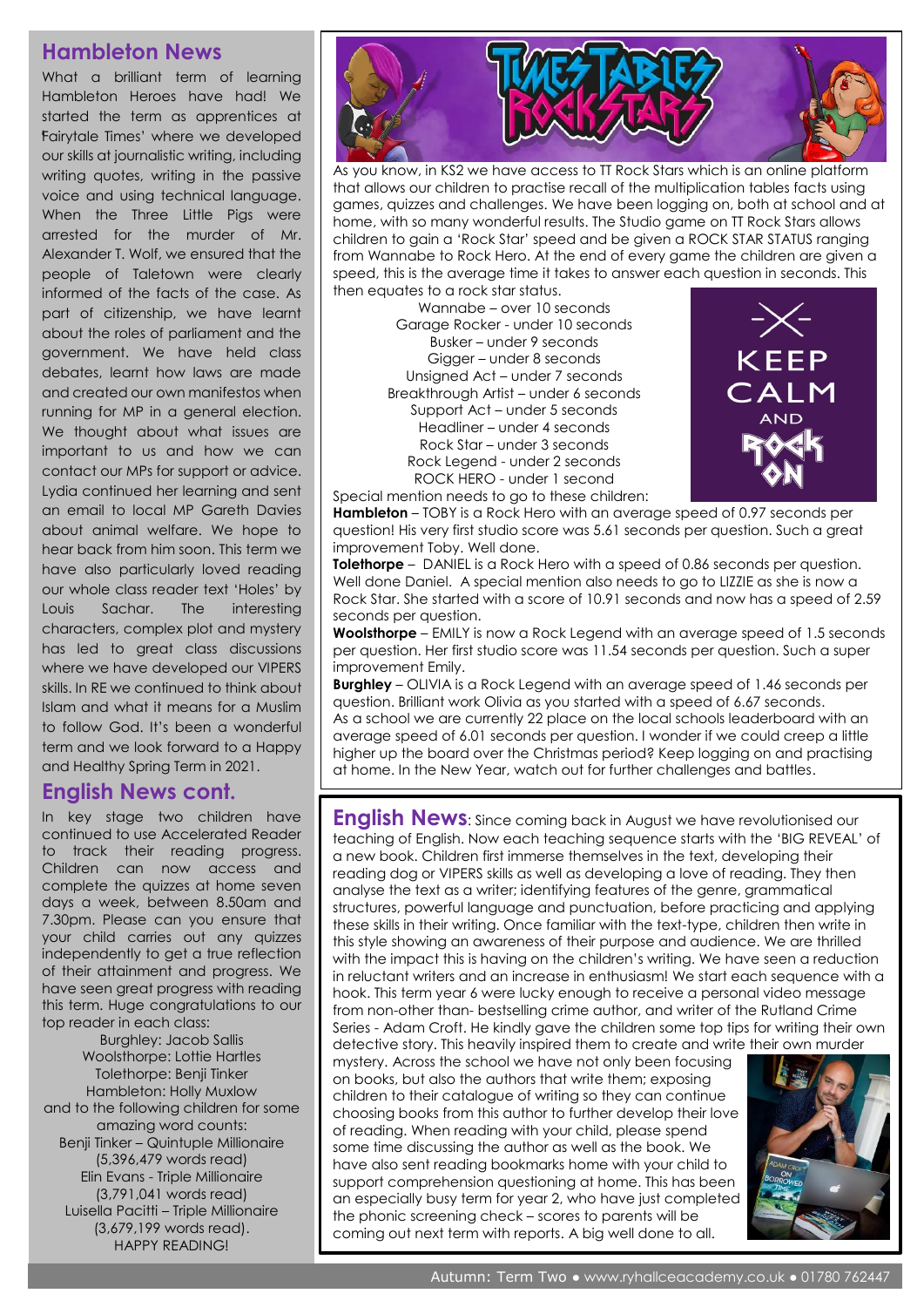## Hambleton News

What a brilliant term of learning Hambleton Heroes have had! We started the term as apprentices at 'Fairytale Times' where we developed our skills at journalistic writing, including writing quotes, writing in the passive voice and using technical language. When the Three Little Pigs were arrested for the murder of Mr. Alexander T. Wolf, we ensured that the people of Taletown were clearly informed of the facts of the case. As part of citizenship, we have learnt about the roles of parliament and the government. We have held class debates, learnt how laws are made and created our own manifestos when running for MP in a general election. We thought about what issues are important to us and how we can contact our MPs for support or advice. Lydia continued her learning and sent an email to local MP Gareth Davies about animal welfare. We hope to hear back from him soon. This term we have also particularly loved reading our whole class reader text 'Holes' by Louis Sachar. The interesting characters, complex plot and mystery has led to great class discussions where we have developed our VIPERS skills. In RE we continued to think about Islam and what it means for a Muslim to follow God. It's been a wonderful term and we look forward to a Happy and Healthy Spring Term in 2021.

## English News cont.

In key stage two children have continued to use Accelerated Reader to track their reading progress. Children can now access and complete the quizzes at home seven days a week, between 8.50am and 7.30pm. Please can you ensure that your child carries out any quizzes independently to get a true reflection of their attainment and progress. We have seen great progress with reading this term. Huge congratulations to our top reader in each class:

Burghley: Jacob Sallis
Woolsthorpe: Lottie Hartles
Tolethorpe: Benji Tinker
Hambleton: Holly Muxlow

and to the following children for some amazing word counts:

Benji Tinker – Quintuple Millionaire (5,396,479 words read)
Elin Evans - Triple Millionaire (3,791,041 words read)
Luisella Pacitti – Triple Millionaire (3,679,199 words read).

HAPPY READING!

## Times Tables Rock Stars

As you know, in KS2 we have access to TT Rock Stars which is an online platform that allows our children to practise recall of the multiplication tables facts using games, quizzes and challenges. We have been logging on, both at school and at home, with so many wonderful results. The Studio game on TT Rock Stars allows children to gain a 'Rock Star' speed and be given a ROCK STAR STATUS ranging from Wannabe to Rock Hero. At the end of every game the children are given a speed, this is the average time it takes to answer each question in seconds. This then equates to a rock star status.

Wannabe – over 10 seconds
Garage Rocker - under 10 seconds
Busker – under 9 seconds
Gigger – under 8 seconds
Unsigned Act – under 7 seconds
Breakthrough Artist – under 6 seconds
Support Act – under 5 seconds
Headliner – under 4 seconds
Rock Star – under 3 seconds
Rock Legend - under 2 seconds
ROCK HERO - under 1 second

KEEP CALM AND ROCK ON

Special mention needs to go to these children:

**Hambleton** – TOBY is a Rock Hero with an average speed of 0.97 seconds per question! His very first studio score was 5.61 seconds per question. Such a great improvement Toby. Well done.

**Tolethorpe** – DANIEL is a Rock Hero with a speed of 0.86 seconds per question. Well done Daniel. A special mention also needs to go to LIZZIE as she is now a Rock Star. She started with a score of 10.91 seconds and now has a speed of 2.59 seconds per question.

**Woolsthorpe** – EMILY is now a Rock Legend with an average speed of 1.5 seconds per question. Her first studio score was 11.54 seconds per question. Such a super improvement Emily.

**Burghley** – OLIVIA is a Rock Legend with an average speed of 1.46 seconds per question. Brilliant work Olivia as you started with a speed of 6.67 seconds.

As a school we are currently 22 place on the local schools leaderboard with an average speed of 6.01 seconds per question. I wonder if we could creep a little higher up the board over the Christmas period? Keep logging on and practising at home. In the New Year, watch out for further challenges and battles.

## English News

**English News**: Since coming back in August we have revolutionised our teaching of English. Now each teaching sequence starts with the 'BIG REVEAL' of a new book. Children first immerse themselves in the text, developing their reading dog or VIPERS skills as well as developing a love of reading. They then analyse the text as a writer; identifying features of the genre, grammatical structures, powerful language and punctuation, before practicing and applying these skills in their writing. Once familiar with the text-type, children then write in this style showing an awareness of their purpose and audience. We are thrilled with the impact this is having on the children's writing. We have seen a reduction in reluctant writers and an increase in enthusiasm! We start each sequence with a hook. This term year 6 were lucky enough to receive a personal video message from non-other than- bestselling crime author, and writer of the Rutland Crime Series - Adam Croft. He kindly gave the children some top tips for writing their own detective story. This heavily inspired them to create and write their own murder mystery. Across the school we have not only been focusing on books, but also the authors that write them; exposing children to their catalogue of writing so they can continue choosing books from this author to further develop their love of reading. When reading with your child, please spend some time discussing the author as well as the book. We have also sent reading bookmarks home with your child to support comprehension questioning at home. This has been an especially busy term for year 2, who have just completed the phonic screening check – scores to parents will be coming out next term with reports. A big well done to all.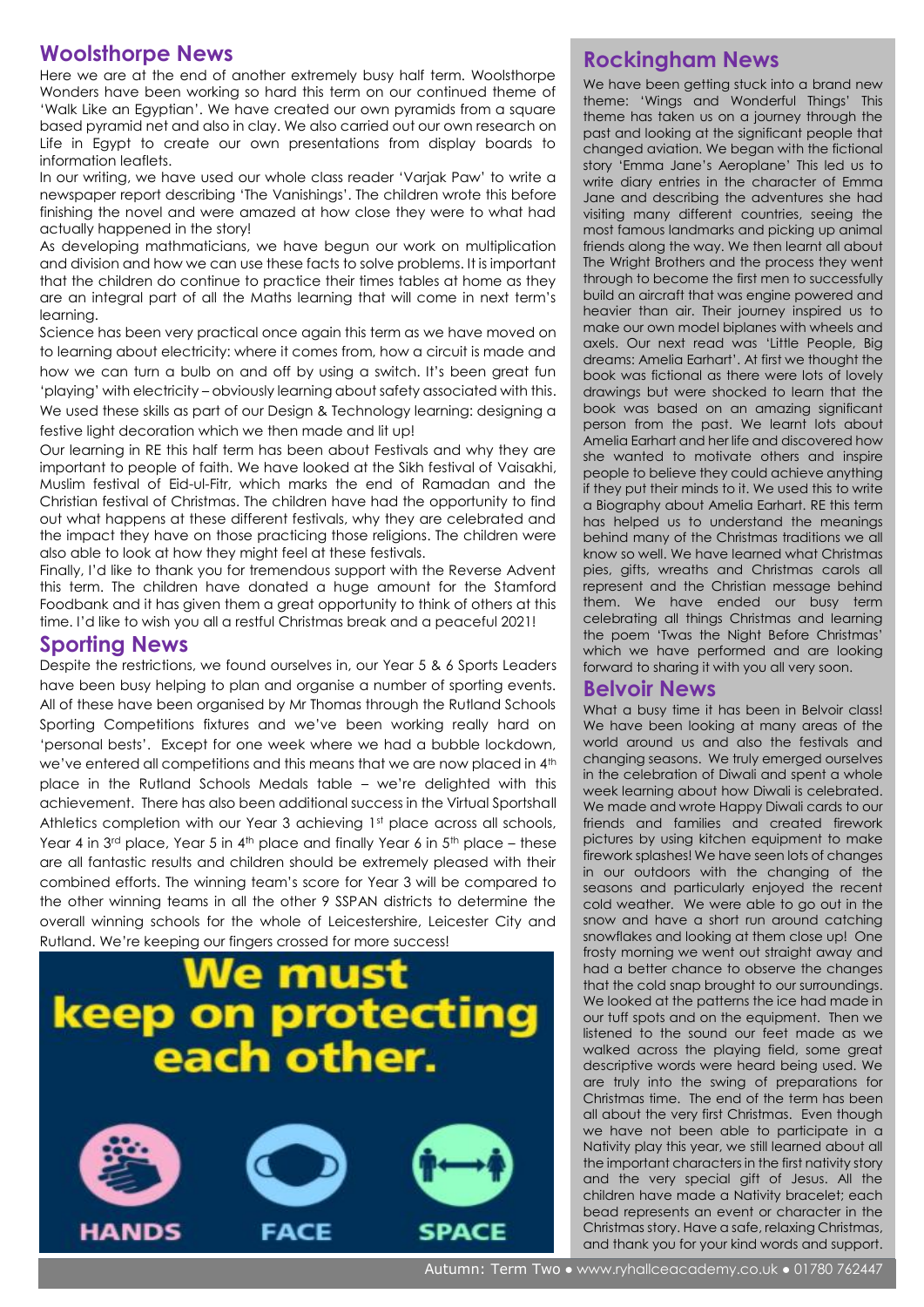## Woolsthorpe News

Here we are at the end of another extremely busy half term. Woolsthorpe Wonders have been working so hard this term on our continued theme of 'Walk Like an Egyptian'. We have created our own pyramids from a square based pyramid net and also in clay. We also carried out our own research on Life in Egypt to create our own presentations from display boards to information leaflets.

In our writing, we have used our whole class reader 'Varjak Paw' to write a newspaper report describing 'The Vanishings'. The children wrote this before finishing the novel and were amazed at how close they were to what had actually happened in the story!

As developing mathmaticians, we have begun our work on multiplication and division and how we can use these facts to solve problems. It is important that the children do continue to practice their times tables at home as they are an integral part of all the Maths learning that will come in next term's learning.

Science has been very practical once again this term as we have moved on to learning about electricity: where it comes from, how a circuit is made and how we can turn a bulb on and off by using a switch. It's been great fun 'playing' with electricity – obviously learning about safety associated with this. We used these skills as part of our Design & Technology learning: designing a festive light decoration which we then made and lit up!

Our learning in RE this half term has been about Festivals and why they are important to people of faith. We have looked at the Sikh festival of Vaisakhi, Muslim festival of Eid-ul-Fitr, which marks the end of Ramadan and the Christian festival of Christmas. The children have had the opportunity to find out what happens at these different festivals, why they are celebrated and the impact they have on those practicing those religions. The children were also able to look at how they might feel at these festivals.

Finally, I'd like to thank you for tremendous support with the Reverse Advent this term. The children have donated a huge amount for the Stamford Foodbank and it has given them a great opportunity to think of others at this time. I'd like to wish you all a restful Christmas break and a peaceful 2021!

## Sporting News

Despite the restrictions, we found ourselves in, our Year 5 & 6 Sports Leaders have been busy helping to plan and organise a number of sporting events. All of these have been organised by Mr Thomas through the Rutland Schools Sporting Competitions fixtures and we've been working really hard on 'personal bests'. Except for one week where we had a bubble lockdown, we've entered all competitions and this means that we are now placed in 4th place in the Rutland Schools Medals table – we're delighted with this achievement. There has also been additional success in the Virtual Sportshall Athletics completion with our Year 3 achieving 1st place across all schools, Year 4 in 3rd place, Year 5 in 4th place and finally Year 6 in 5th place – these are all fantastic results and children should be extremely pleased with their combined efforts. The winning team's score for Year 3 will be compared to the other winning teams in all the other 9 SSPAN districts to determine the overall winning schools for the whole of Leicestershire, Leicester City and Rutland. We're keeping our fingers crossed for more success!

**We must keep on protecting each other.**

**HANDS** **FACE** **SPACE**

## Rockingham News

We have been getting stuck into a brand new theme: 'Wings and Wonderful Things' This theme has taken us on a journey through the past and looking at the significant people that changed aviation. We began with the fictional story 'Emma Jane's Aeroplane' This led us to write diary entries in the character of Emma Jane and describing the adventures she had visiting many different countries, seeing the most famous landmarks and picking up animal friends along the way. We then learnt all about The Wright Brothers and the process they went through to become the first men to successfully build an aircraft that was engine powered and heavier than air. Their journey inspired us to make our own model biplanes with wheels and axels. Our next read was 'Little People, Big dreams: Amelia Earhart'. At first we thought the book was fictional as there were lots of lovely drawings but were shocked to learn that the book was based on an amazing significant person from the past. We learnt lots about Amelia Earhart and her life and discovered how she wanted to motivate others and inspire people to believe they could achieve anything if they put their minds to it. We used this to write a Biography about Amelia Earhart. RE this term has helped us to understand the meanings behind many of the Christmas traditions we all know so well. We have learned what Christmas pies, gifts, wreaths and Christmas carols all represent and the Christian message behind them. We have ended our busy term celebrating all things Christmas and learning the poem 'Twas the Night Before Christmas' which we have performed and are looking forward to sharing it with you all very soon.

## Belvoir News

What a busy time it has been in Belvoir class! We have been looking at many areas of the world around us and also the festivals and changing seasons. We truly emerged ourselves in the celebration of Diwali and spent a whole week learning about how Diwali is celebrated. We made and wrote Happy Diwali cards to our friends and families and created firework pictures by using kitchen equipment to make firework splashes! We have seen lots of changes in our outdoors with the changing of the seasons and particularly enjoyed the recent cold weather. We were able to go out in the snow and have a short run around catching snowflakes and looking at them close up! One frosty morning we went out straight away and had a better chance to observe the changes that the cold snap brought to our surroundings. We looked at the patterns the ice had made in our tuff spots and on the equipment. Then we listened to the sound our feet made as we walked across the playing field, some great descriptive words were heard being used. We are truly into the swing of preparations for Christmas time. The end of the term has been all about the very first Christmas. Even though we have not been able to participate in a Nativity play this year, we still learned about all the important characters in the first nativity story and the very special gift of Jesus. All the children have made a Nativity bracelet; each bead represents an event or character in the Christmas story. Have a safe, relaxing Christmas, and thank you for your kind words and support.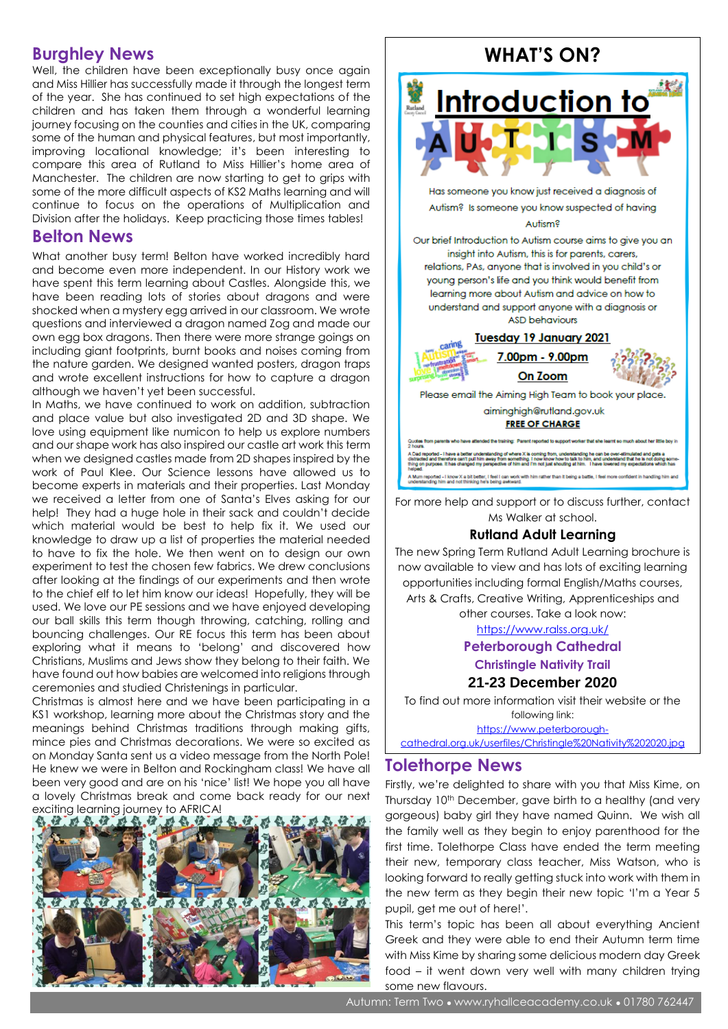## Burghley News

Well, the children have been exceptionally busy once again and Miss Hillier has successfully made it through the longest term of the year. She has continued to set high expectations of the children and has taken them through a wonderful learning journey focusing on the counties and cities in the UK, comparing some of the human and physical features, but most importantly, improving locational knowledge; it's been interesting to compare this area of Rutland to Miss Hillier's home area of Manchester. The children are now starting to get to grips with some of the more difficult aspects of KS2 Maths learning and will continue to focus on the operations of Multiplication and Division after the holidays. Keep practicing those times tables!

## Belton News

What another busy term! Belton have worked incredibly hard and become even more independent. In our History work we have spent this term learning about Castles. Alongside this, we have been reading lots of stories about dragons and were shocked when a mystery egg arrived in our classroom. We wrote questions and interviewed a dragon named Zog and made our own egg box dragons. Then there were more strange goings on including giant footprints, burnt books and noises coming from the nature garden. We designed wanted posters, dragon traps and wrote excellent instructions for how to capture a dragon although we haven't yet been successful.

In Maths, we have continued to work on addition, subtraction and place value but also investigated 2D and 3D shape. We love using equipment like numicon to help us explore numbers and our shape work has also inspired our castle art work this term when we designed castles made from 2D shapes inspired by the work of Paul Klee. Our Science lessons have allowed us to become experts in materials and their properties. Last Monday we received a letter from one of Santa's Elves asking for our help! They had a huge hole in their sack and couldn't decide which material would be best to help fix it. We used our knowledge to draw up a list of properties the material needed to have to fix the hole. We then went on to design our own experiment to test the chosen few fabrics. We drew conclusions after looking at the findings of our experiments and then wrote to the chief elf to let him know our ideas! Hopefully, they will be used. We love our PE sessions and we have enjoyed developing our ball skills this term though throwing, catching, rolling and bouncing challenges. Our RE focus this term has been about exploring what it means to 'belong' and discovered how Christians, Muslims and Jews show they belong to their faith. We have found out how babies are welcomed into religions through ceremonies and studied Christenings in particular.

Christmas is almost here and we have been participating in a KS1 workshop, learning more about the Christmas story and the meanings behind Christmas traditions through making gifts, mince pies and Christmas decorations. We were so excited as on Monday Santa sent us a video message from the North Pole! He knew we were in Belton and Rockingham class! We have all been very good and are on his 'nice' list! We hope you all have a lovely Christmas break and come back ready for our next exciting learning journey to AFRICA!

## WHAT'S ON?

### Introduction to AUTISM

Has someone you know just received a diagnosis of Autism? Is someone you know suspected of having Autism?

Our brief Introduction to Autism course aims to give you an insight into Autism, this is for parents, carers, relations, PAs, anyone that is involved in you child's or young person's life and you think would benefit from learning more about Autism and advice on how to understand and support anyone with a diagnosis or ASD behaviours

**Tuesday 19 January 2021**

**7.00pm - 9.00pm**

**On Zoom**

Please email the Aiming High Team to book your place.

aiminghigh@rutland.gov.uk

**FREE OF CHARGE**

For more help and support or to discuss further, contact Ms Walker at school.

### Rutland Adult Learning

The new Spring Term Rutland Adult Learning brochure is now available to view and has lots of exciting learning opportunities including formal English/Maths courses, Arts & Crafts, Creative Writing, Apprenticeships and other courses. Take a look now:

https://www.ralss.org.uk/

### Peterborough Cathedral

**Christingle Nativity Trail**

**21-23 December 2020**

To find out more information visit their website or the following link:

https://www.peterborough-cathedral.org.uk/userfiles/Christingle%20Nativity%202020.jpg

## Tolethorpe News

Firstly, we're delighted to share with you that Miss Kime, on Thursday 10th December, gave birth to a healthy (and very gorgeous) baby girl they have named Quinn. We wish all the family well as they begin to enjoy parenthood for the first time. Tolethorpe Class have ended the term meeting their new, temporary class teacher, Miss Watson, who is looking forward to really getting stuck into work with them in the new term as they begin their new topic 'I'm a Year 5 pupil, get me out of here!'.

This term's topic has been all about everything Ancient Greek and they were able to end their Autumn term time with Miss Kime by sharing some delicious modern day Greek food – it went down very well with many children trying some new flavours.